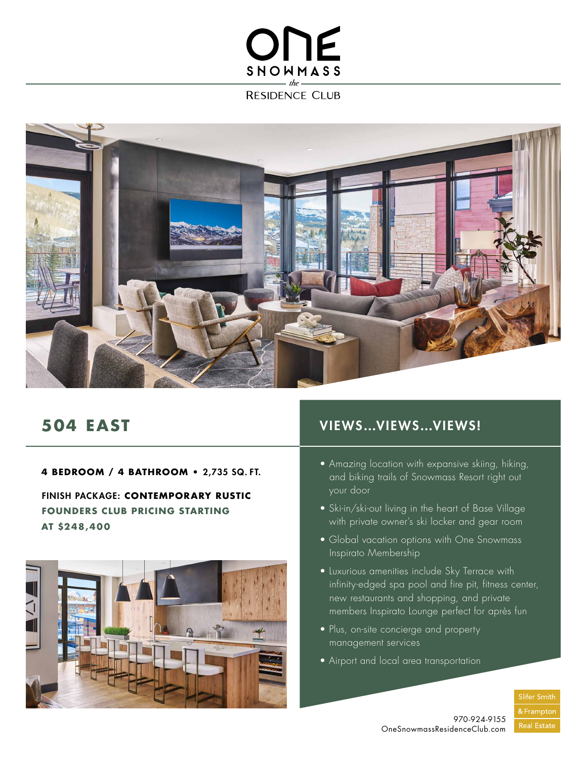# ONE SNOWMASS

*the*

RESIDENCE CLUB

## 504 EAST

**4 BEDROOM / 4 BATHROOM** • 2,735 SQ. FT.

FINISH PACKAGE: **CONTEMPORARY RUSTIC**

**FOUNDERS CLUB PRICING STARTING AT $248,400**

## VIEWS...VIEWS...VIEWS!

- Amazing location with expansive skiing, hiking, and biking trails of Snowmass Resort right out your door
- Ski-in/ski-out living in the heart of Base Village with private owner's ski locker and gear room
- Global vacation options with One Snowmass Inspirato Membership
- Luxurious amenities include Sky Terrace with infinity-edged spa pool and fire pit, fitness center, new restaurants and shopping, and private members Inspirato Lounge perfect for après fun
- Plus, on-site concierge and property management services
- Airport and local area transportation

970-924-9155
OneSnowmassResidenceClub.com

Slifer Smith & Frampton Real Estate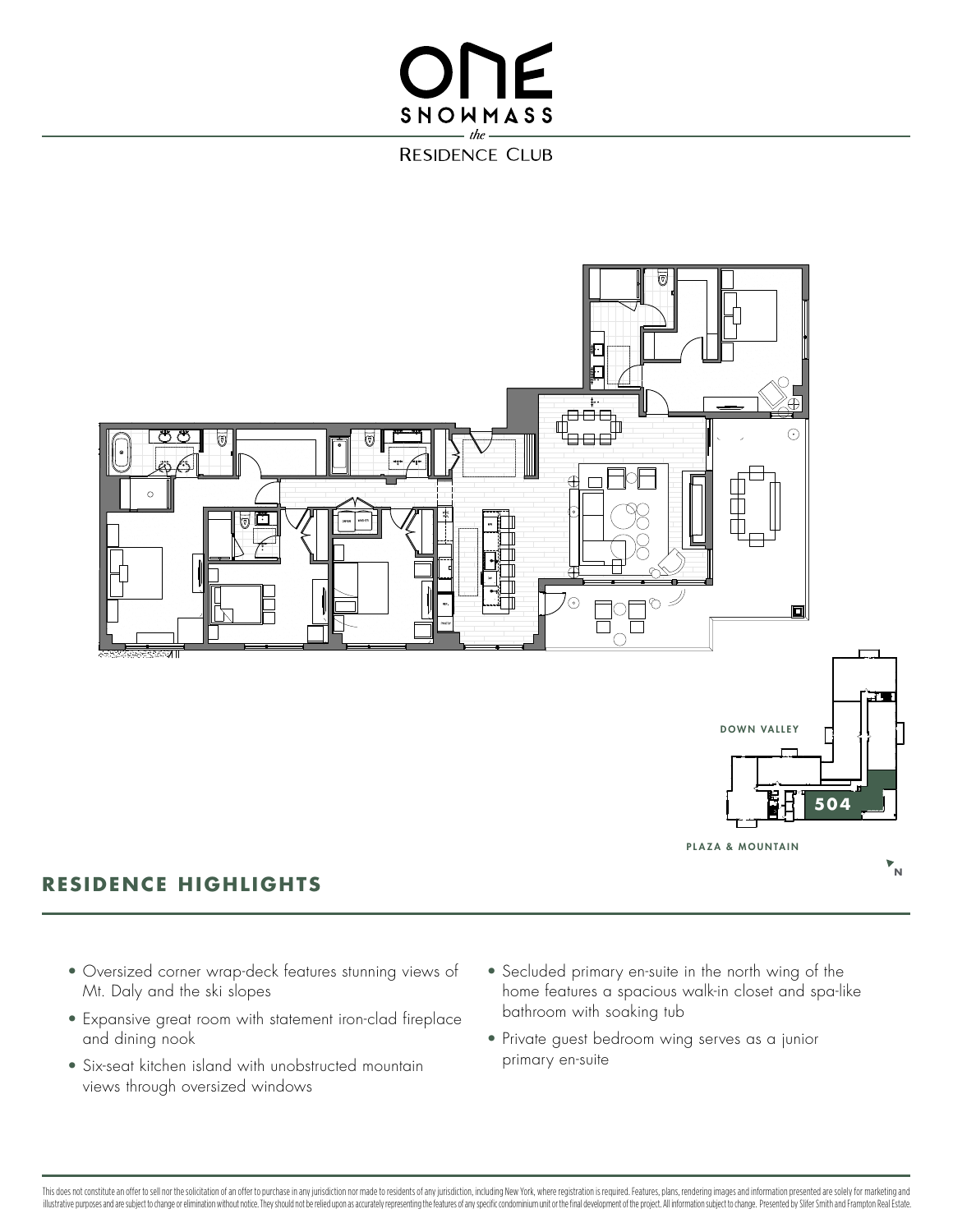# ONE SNOWMASS

*the*

RESIDENCE CLUB

DOWN VALLEY

504

PLAZA & MOUNTAIN

N

## RESIDENCE HIGHLIGHTS

- Oversized corner wrap-deck features stunning views of Mt. Daly and the ski slopes
- Expansive great room with statement iron-clad fireplace and dining nook
- Six-seat kitchen island with unobstructed mountain views through oversized windows
- Secluded primary en-suite in the north wing of the home features a spacious walk-in closet and spa-like bathroom with soaking tub
- Private guest bedroom wing serves as a junior primary en-suite

This does not constitute an offer to sell nor the solicitation of an offer to purchase in any jurisdiction nor made to residents of any jurisdiction, including New York, where registration is required. Features, plans, rendering images and information presented are solely for marketing and illustrative purposes and are subject to change or elimination without notice. They should not be relied upon as accurately representing the features of any specific condominium unit or the final development of the project. All information subject to change. Presented by Slifer Smith and Frampton Real Estate.